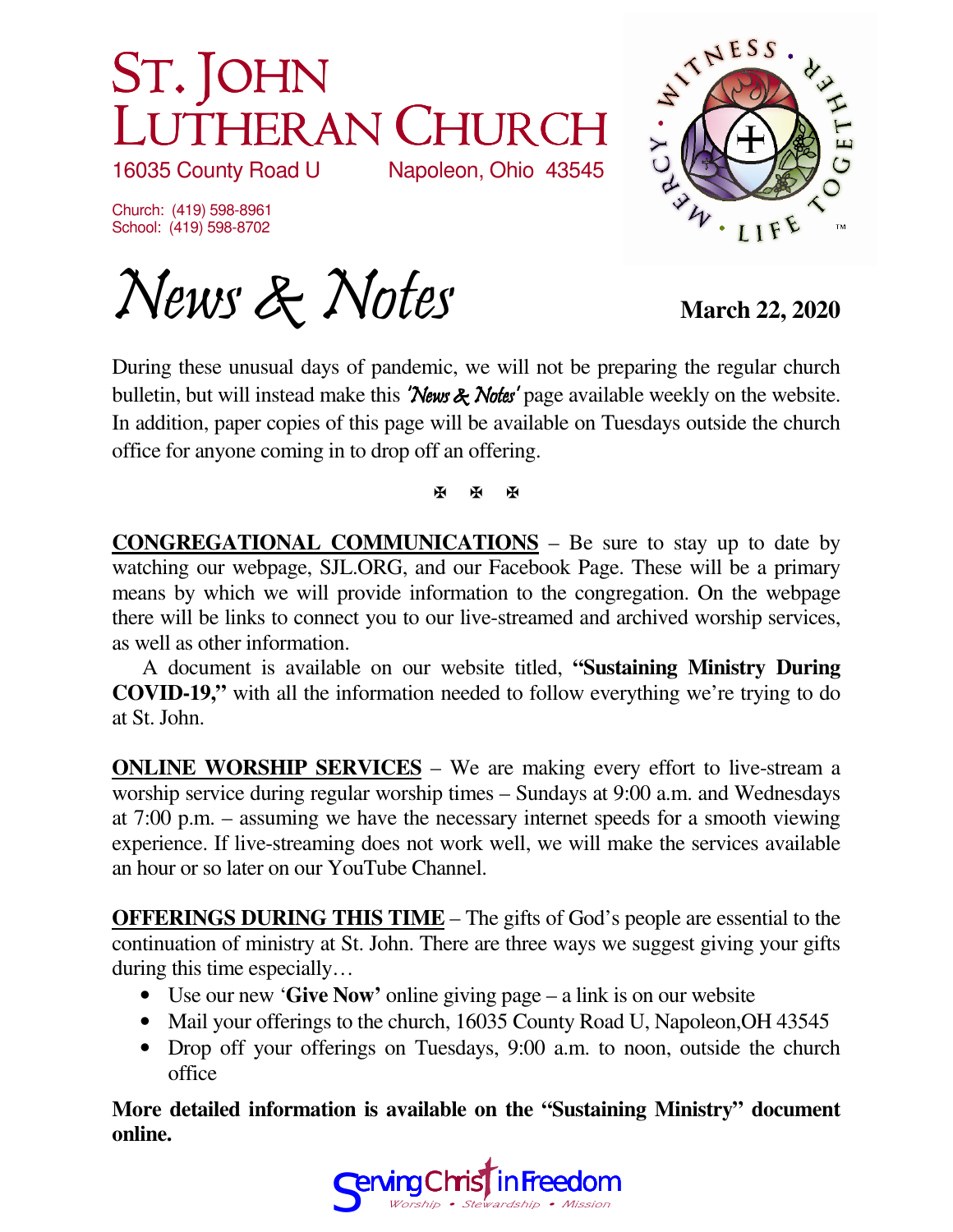# ST. JOHN LUTHERAN CHURCH

16035 County Road U Napoleon, Ohio 43545

Church: (419) 598-8961
School: (419) 598-8702

WITNESS • TOGETHER • LIFE • MERCY ™

# *News & Notes*

**March 22, 2020**

During these unusual days of pandemic, we will not be preparing the regular church bulletin, but will instead make this *'News & Notes'* page available weekly on the website. In addition, paper copies of this page will be available on Tuesdays outside the church office for anyone coming in to drop off an offering.

✠ ✠ ✠

**CONGREGATIONAL COMMUNICATIONS** – Be sure to stay up to date by watching our webpage, SJL.ORG, and our Facebook Page. These will be a primary means by which we will provide information to the congregation. On the webpage there will be links to connect you to our live-streamed and archived worship services, as well as other information.

A document is available on our website titled, **"Sustaining Ministry During COVID-19,"** with all the information needed to follow everything we're trying to do at St. John.

**ONLINE WORSHIP SERVICES** – We are making every effort to live-stream a worship service during regular worship times – Sundays at 9:00 a.m. and Wednesdays at 7:00 p.m. – assuming we have the necessary internet speeds for a smooth viewing experience. If live-streaming does not work well, we will make the services available an hour or so later on our YouTube Channel.

**OFFERINGS DURING THIS TIME** – The gifts of God's people are essential to the continuation of ministry at St. John. There are three ways we suggest giving your gifts during this time especially…

- Use our new '**Give Now'** online giving page – a link is on our website
- Mail your offerings to the church, 16035 County Road U, Napoleon,OH 43545
- Drop off your offerings on Tuesdays, 9:00 a.m. to noon, outside the church office

**More detailed information is available on the "Sustaining Ministry" document online.**

Serving Christ in Freedom
*Worship • Stewardship • Mission*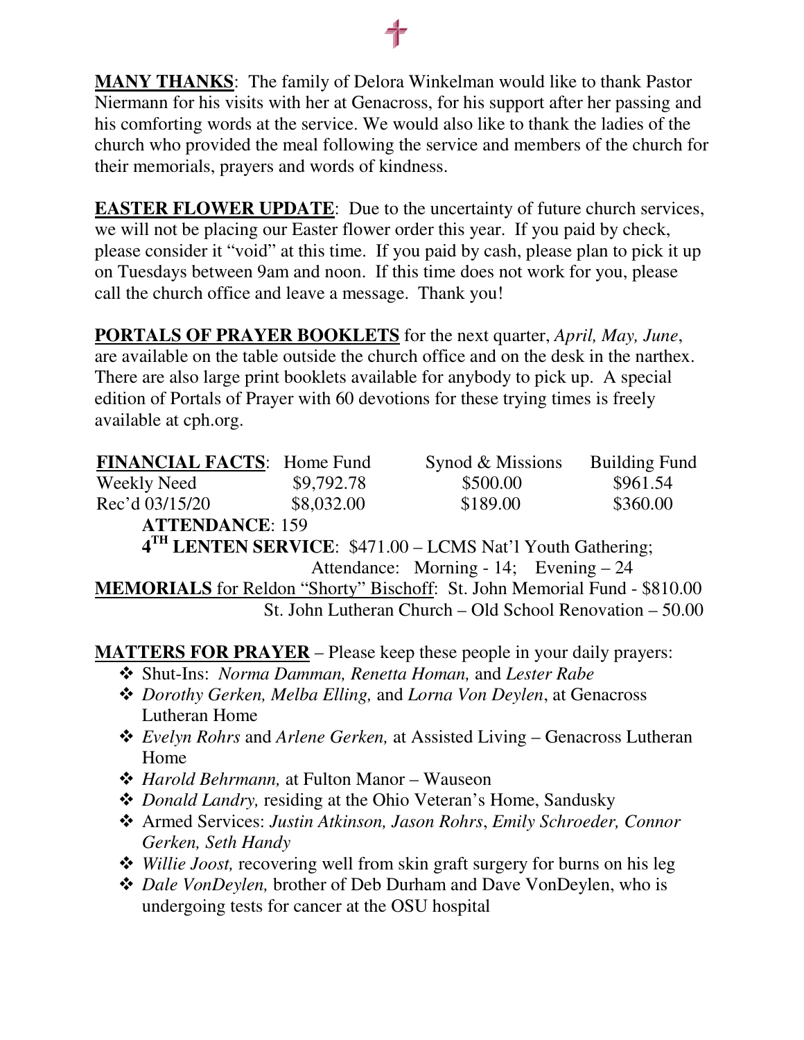**MANY THANKS**: The family of Delora Winkelman would like to thank Pastor Niermann for his visits with her at Genacross, for his support after her passing and his comforting words at the service. We would also like to thank the ladies of the church who provided the meal following the service and members of the church for their memorials, prayers and words of kindness.

**EASTER FLOWER UPDATE**: Due to the uncertainty of future church services, we will not be placing our Easter flower order this year. If you paid by check, please consider it "void" at this time. If you paid by cash, please plan to pick it up on Tuesdays between 9am and noon. If this time does not work for you, please call the church office and leave a message. Thank you!

**PORTALS OF PRAYER BOOKLETS** for the next quarter, *April, May, June*, are available on the table outside the church office and on the desk in the narthex. There are also large print booklets available for anybody to pick up. A special edition of Portals of Prayer with 60 devotions for these trying times is freely available at cph.org.

| **FINANCIAL FACTS**: | Home Fund | Synod & Missions | Building Fund |
|---|---|---|---|
| Weekly Need | $9,792.78 | $500.00 | $961.54 |
| Rec'd 03/15/20 | $8,032.00 | $189.00 | $360.00 |

**ATTENDANCE**: 159

**4TH LENTEN SERVICE**: $471.00 – LCMS Nat'l Youth Gathering;
Attendance: Morning - 14; Evening – 24

**MEMORIALS** for Reldon "Shorty" Bischoff: St. John Memorial Fund - $810.00
St. John Lutheran Church – Old School Renovation – 50.00

**MATTERS FOR PRAYER** – Please keep these people in your daily prayers:

- Shut-Ins: *Norma Damman, Renetta Homan,* and *Lester Rabe*
- *Dorothy Gerken, Melba Elling,* and *Lorna Von Deylen*, at Genacross Lutheran Home
- *Evelyn Rohrs* and *Arlene Gerken,* at Assisted Living – Genacross Lutheran Home
- *Harold Behrmann,* at Fulton Manor – Wauseon
- *Donald Landry,* residing at the Ohio Veteran's Home, Sandusky
- Armed Services: *Justin Atkinson, Jason Rohrs*, *Emily Schroeder, Connor Gerken, Seth Handy*
- *Willie Joost,* recovering well from skin graft surgery for burns on his leg
- *Dale VonDeylen,* brother of Deb Durham and Dave VonDeylen, who is undergoing tests for cancer at the OSU hospital